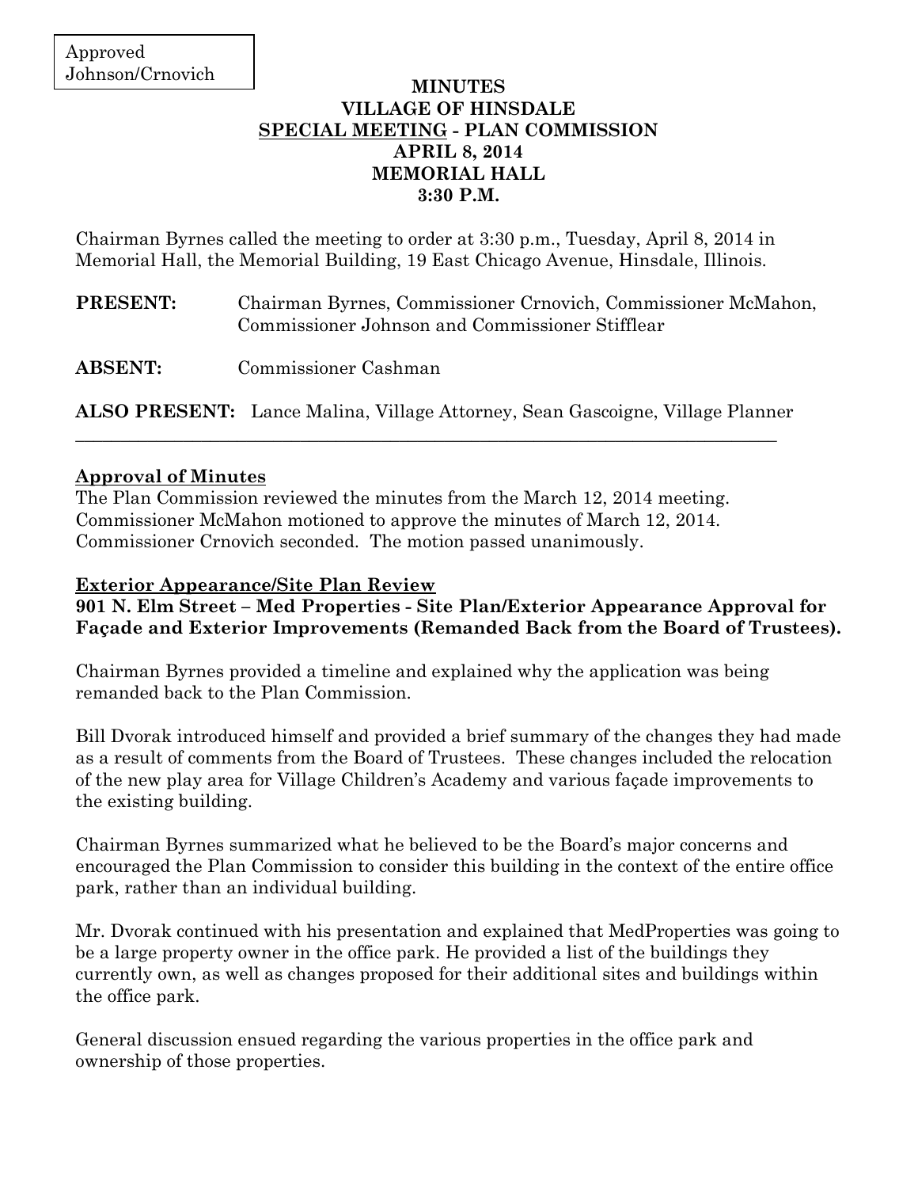Approved
Johnson/Crnovich

# MINUTES
# VILLAGE OF HINSDALE
# SPECIAL MEETING - PLAN COMMISSION
# APRIL 8, 2014
# MEMORIAL HALL
# 3:30 P.M.

Chairman Byrnes called the meeting to order at 3:30 p.m., Tuesday, April 8, 2014 in Memorial Hall, the Memorial Building, 19 East Chicago Avenue, Hinsdale, Illinois.

**PRESENT:** Chairman Byrnes, Commissioner Crnovich, Commissioner McMahon, Commissioner Johnson and Commissioner Stifflear

**ABSENT:** Commissioner Cashman

**ALSO PRESENT:** Lance Malina, Village Attorney, Sean Gascoigne, Village Planner

---

## Approval of Minutes

The Plan Commission reviewed the minutes from the March 12, 2014 meeting. Commissioner McMahon motioned to approve the minutes of March 12, 2014. Commissioner Crnovich seconded. The motion passed unanimously.

## Exterior Appearance/Site Plan Review

**901 N. Elm Street – Med Properties - Site Plan/Exterior Appearance Approval for Façade and Exterior Improvements (Remanded Back from the Board of Trustees).**

Chairman Byrnes provided a timeline and explained why the application was being remanded back to the Plan Commission.

Bill Dvorak introduced himself and provided a brief summary of the changes they had made as a result of comments from the Board of Trustees. These changes included the relocation of the new play area for Village Children's Academy and various façade improvements to the existing building.

Chairman Byrnes summarized what he believed to be the Board's major concerns and encouraged the Plan Commission to consider this building in the context of the entire office park, rather than an individual building.

Mr. Dvorak continued with his presentation and explained that MedProperties was going to be a large property owner in the office park. He provided a list of the buildings they currently own, as well as changes proposed for their additional sites and buildings within the office park.

General discussion ensued regarding the various properties in the office park and ownership of those properties.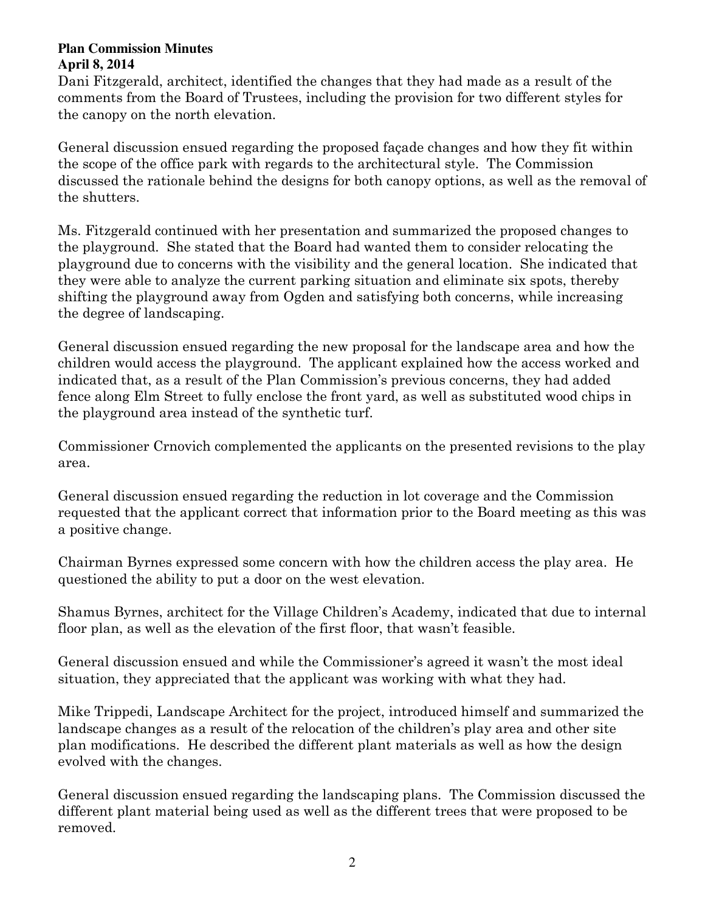Dani Fitzgerald, architect, identified the changes that they had made as a result of the comments from the Board of Trustees, including the provision for two different styles for the canopy on the north elevation.

General discussion ensued regarding the proposed façade changes and how they fit within the scope of the office park with regards to the architectural style. The Commission discussed the rationale behind the designs for both canopy options, as well as the removal of the shutters.

Ms. Fitzgerald continued with her presentation and summarized the proposed changes to the playground. She stated that the Board had wanted them to consider relocating the playground due to concerns with the visibility and the general location. She indicated that they were able to analyze the current parking situation and eliminate six spots, thereby shifting the playground away from Ogden and satisfying both concerns, while increasing the degree of landscaping.

General discussion ensued regarding the new proposal for the landscape area and how the children would access the playground. The applicant explained how the access worked and indicated that, as a result of the Plan Commission's previous concerns, they had added fence along Elm Street to fully enclose the front yard, as well as substituted wood chips in the playground area instead of the synthetic turf.

Commissioner Crnovich complemented the applicants on the presented revisions to the play area.

General discussion ensued regarding the reduction in lot coverage and the Commission requested that the applicant correct that information prior to the Board meeting as this was a positive change.

Chairman Byrnes expressed some concern with how the children access the play area. He questioned the ability to put a door on the west elevation.

Shamus Byrnes, architect for the Village Children's Academy, indicated that due to internal floor plan, as well as the elevation of the first floor, that wasn't feasible.

General discussion ensued and while the Commissioner's agreed it wasn't the most ideal situation, they appreciated that the applicant was working with what they had.

Mike Trippedi, Landscape Architect for the project, introduced himself and summarized the landscape changes as a result of the relocation of the children's play area and other site plan modifications. He described the different plant materials as well as how the design evolved with the changes.

General discussion ensued regarding the landscaping plans. The Commission discussed the different plant material being used as well as the different trees that were proposed to be removed.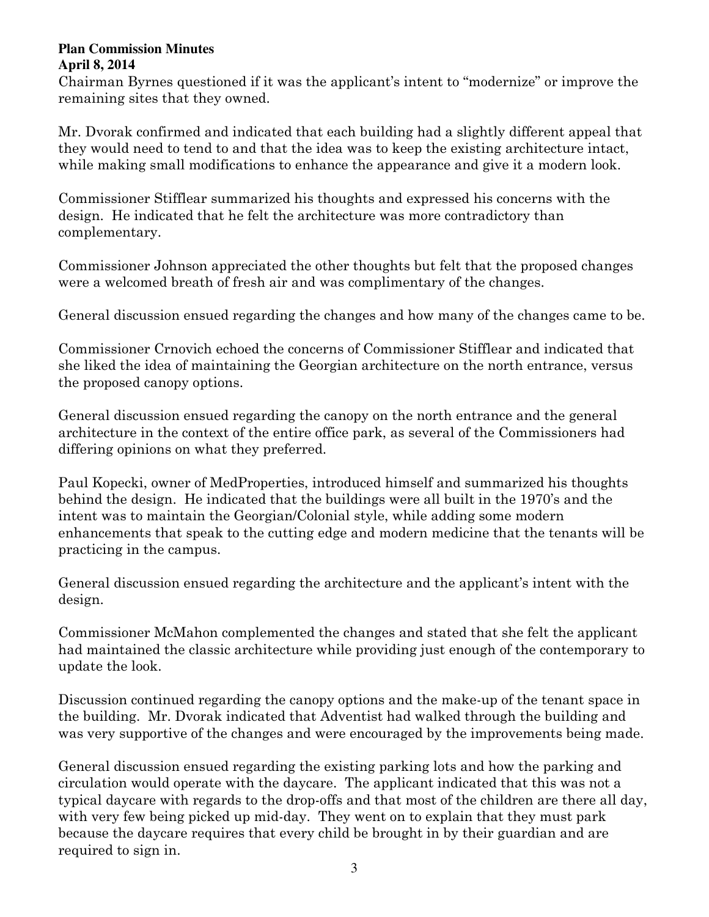Chairman Byrnes questioned if it was the applicant's intent to "modernize" or improve the remaining sites that they owned.

Mr. Dvorak confirmed and indicated that each building had a slightly different appeal that they would need to tend to and that the idea was to keep the existing architecture intact, while making small modifications to enhance the appearance and give it a modern look.

Commissioner Stifflear summarized his thoughts and expressed his concerns with the design. He indicated that he felt the architecture was more contradictory than complementary.

Commissioner Johnson appreciated the other thoughts but felt that the proposed changes were a welcomed breath of fresh air and was complimentary of the changes.

General discussion ensued regarding the changes and how many of the changes came to be.

Commissioner Crnovich echoed the concerns of Commissioner Stifflear and indicated that she liked the idea of maintaining the Georgian architecture on the north entrance, versus the proposed canopy options.

General discussion ensued regarding the canopy on the north entrance and the general architecture in the context of the entire office park, as several of the Commissioners had differing opinions on what they preferred.

Paul Kopecki, owner of MedProperties, introduced himself and summarized his thoughts behind the design. He indicated that the buildings were all built in the 1970's and the intent was to maintain the Georgian/Colonial style, while adding some modern enhancements that speak to the cutting edge and modern medicine that the tenants will be practicing in the campus.

General discussion ensued regarding the architecture and the applicant's intent with the design.

Commissioner McMahon complemented the changes and stated that she felt the applicant had maintained the classic architecture while providing just enough of the contemporary to update the look.

Discussion continued regarding the canopy options and the make-up of the tenant space in the building. Mr. Dvorak indicated that Adventist had walked through the building and was very supportive of the changes and were encouraged by the improvements being made.

General discussion ensued regarding the existing parking lots and how the parking and circulation would operate with the daycare. The applicant indicated that this was not a typical daycare with regards to the drop-offs and that most of the children are there all day, with very few being picked up mid-day. They went on to explain that they must park because the daycare requires that every child be brought in by their guardian and are required to sign in.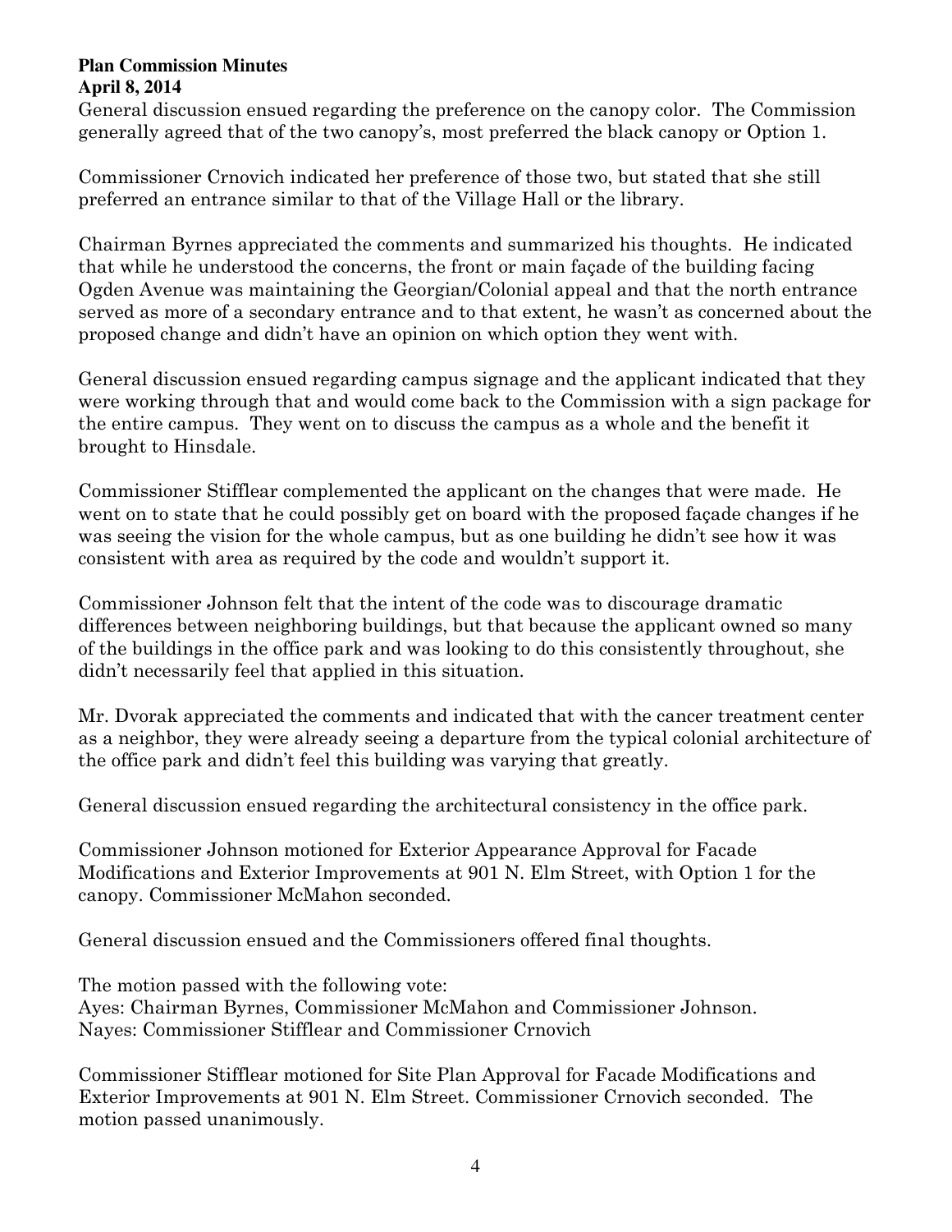**Plan Commission Minutes**
**April 8, 2014**

General discussion ensued regarding the preference on the canopy color. The Commission generally agreed that of the two canopy's, most preferred the black canopy or Option 1.

Commissioner Crnovich indicated her preference of those two, but stated that she still preferred an entrance similar to that of the Village Hall or the library.

Chairman Byrnes appreciated the comments and summarized his thoughts. He indicated that while he understood the concerns, the front or main façade of the building facing Ogden Avenue was maintaining the Georgian/Colonial appeal and that the north entrance served as more of a secondary entrance and to that extent, he wasn't as concerned about the proposed change and didn't have an opinion on which option they went with.

General discussion ensued regarding campus signage and the applicant indicated that they were working through that and would come back to the Commission with a sign package for the entire campus. They went on to discuss the campus as a whole and the benefit it brought to Hinsdale.

Commissioner Stifflear complemented the applicant on the changes that were made. He went on to state that he could possibly get on board with the proposed façade changes if he was seeing the vision for the whole campus, but as one building he didn't see how it was consistent with area as required by the code and wouldn't support it.

Commissioner Johnson felt that the intent of the code was to discourage dramatic differences between neighboring buildings, but that because the applicant owned so many of the buildings in the office park and was looking to do this consistently throughout, she didn't necessarily feel that applied in this situation.

Mr. Dvorak appreciated the comments and indicated that with the cancer treatment center as a neighbor, they were already seeing a departure from the typical colonial architecture of the office park and didn't feel this building was varying that greatly.

General discussion ensued regarding the architectural consistency in the office park.

Commissioner Johnson motioned for Exterior Appearance Approval for Facade Modifications and Exterior Improvements at 901 N. Elm Street, with Option 1 for the canopy. Commissioner McMahon seconded.

General discussion ensued and the Commissioners offered final thoughts.

The motion passed with the following vote:
Ayes: Chairman Byrnes, Commissioner McMahon and Commissioner Johnson.
Nayes: Commissioner Stifflear and Commissioner Crnovich

Commissioner Stifflear motioned for Site Plan Approval for Facade Modifications and Exterior Improvements at 901 N. Elm Street. Commissioner Crnovich seconded. The motion passed unanimously.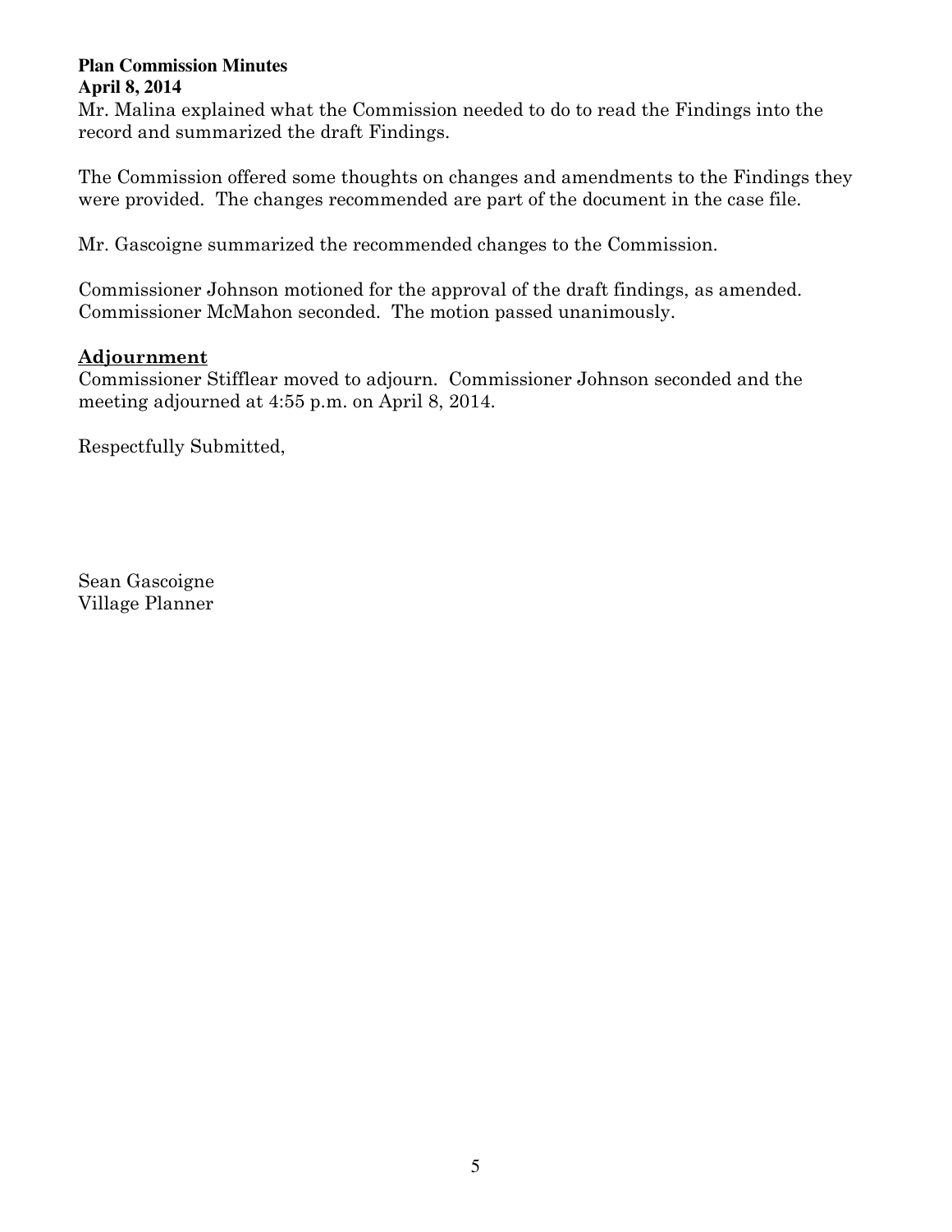Mr. Malina explained what the Commission needed to do to read the Findings into the record and summarized the draft Findings.

The Commission offered some thoughts on changes and amendments to the Findings they were provided. The changes recommended are part of the document in the case file.

Mr. Gascoigne summarized the recommended changes to the Commission.

Commissioner Johnson motioned for the approval of the draft findings, as amended. Commissioner McMahon seconded. The motion passed unanimously.

## Adjournment

Commissioner Stifflear moved to adjourn. Commissioner Johnson seconded and the meeting adjourned at 4:55 p.m. on April 8, 2014.

Respectfully Submitted,

Sean Gascoigne
Village Planner